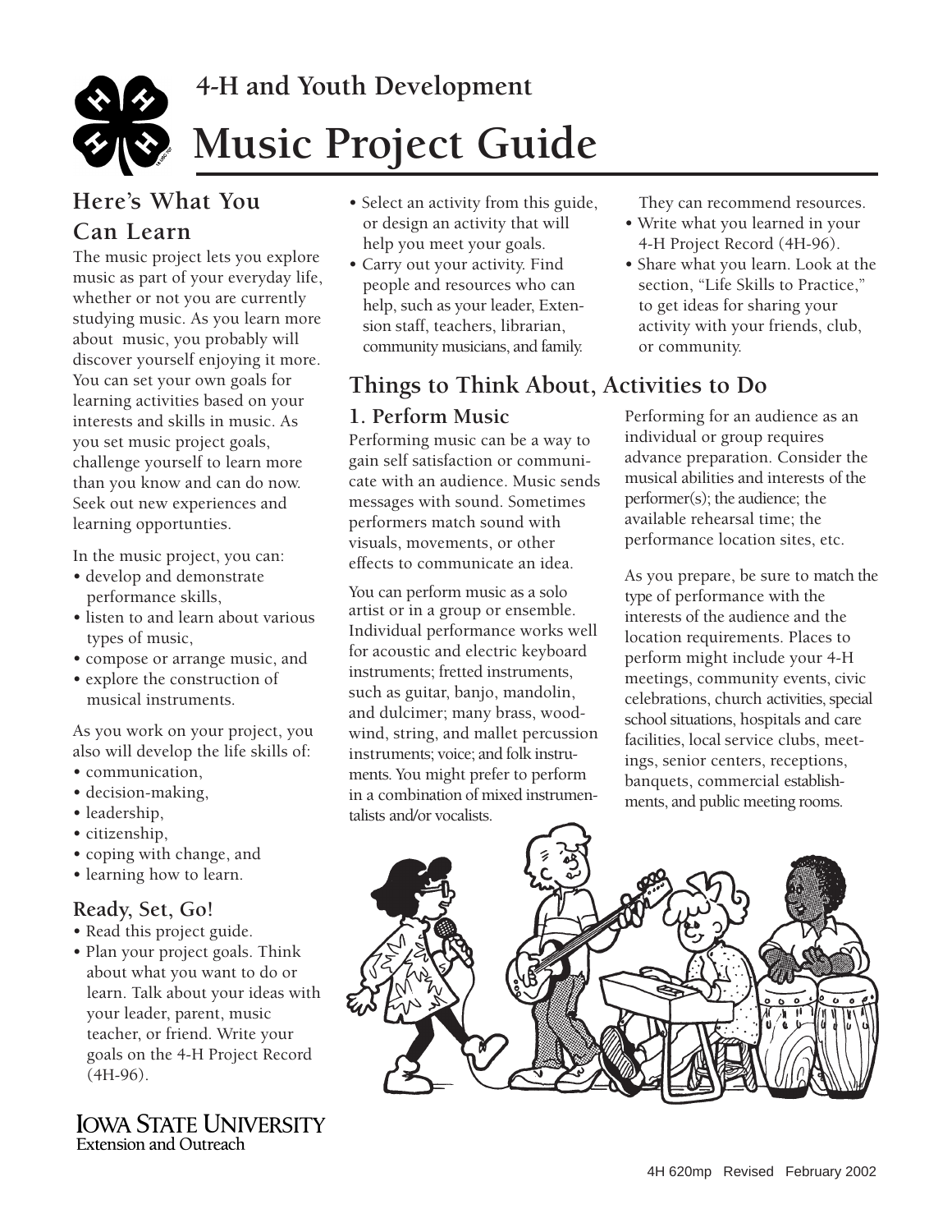## 4-H and Youth Development

# Music Project Guide

## Here's What You Can Learn

The music project lets you explore music as part of your everyday life, whether or not you are currently studying music. As you learn more about music, you probably will discover yourself enjoying it more. You can set your own goals for learning activities based on your interests and skills in music. As you set music project goals, challenge yourself to learn more than you know and can do now. Seek out new experiences and learning opportunties.

In the music project, you can:

- develop and demonstrate performance skills,
- listen to and learn about various types of music,
- compose or arrange music, and
- explore the construction of musical instruments.

As you work on your project, you also will develop the life skills of:

- communication,
- decision-making,
- leadership,
- citizenship,
- coping with change, and
- learning how to learn.

### Ready, Set, Go!

- Read this project guide.
- Plan your project goals. Think about what you want to do or learn. Talk about your ideas with your leader, parent, music teacher, or friend. Write your goals on the 4-H Project Record (4H-96).
- Select an activity from this guide, or design an activity that will help you meet your goals.
- Carry out your activity. Find people and resources who can help, such as your leader, Extension staff, teachers, librarian, community musicians, and family. They can recommend resources.
- Write what you learned in your 4-H Project Record (4H-96).
- Share what you learn. Look at the section, "Life Skills to Practice," to get ideas for sharing your activity with your friends, club, or community.

## Things to Think About, Activities to Do

### 1. Perform Music

Performing music can be a way to gain self satisfaction or communicate with an audience. Music sends messages with sound. Sometimes performers match sound with visuals, movements, or other effects to communicate an idea.

You can perform music as a solo artist or in a group or ensemble. Individual performance works well for acoustic and electric keyboard instruments; fretted instruments, such as guitar, banjo, mandolin, and dulcimer; many brass, woodwind, string, and mallet percussion instruments; voice; and folk instruments. You might prefer to perform in a combination of mixed instrumentalists and/or vocalists.

Performing for an audience as an individual or group requires advance preparation. Consider the musical abilities and interests of the performer(s); the audience; the available rehearsal time; the performance location sites, etc.

As you prepare, be sure to match the type of performance with the interests of the audience and the location requirements. Places to perform might include your 4-H meetings, community events, civic celebrations, church activities, special school situations, hospitals and care facilities, local service clubs, meetings, senior centers, receptions, banquets, commercial establishments, and public meeting rooms.

IOWA STATE UNIVERSITY
Extension and Outreach

4H 620mp Revised February 2002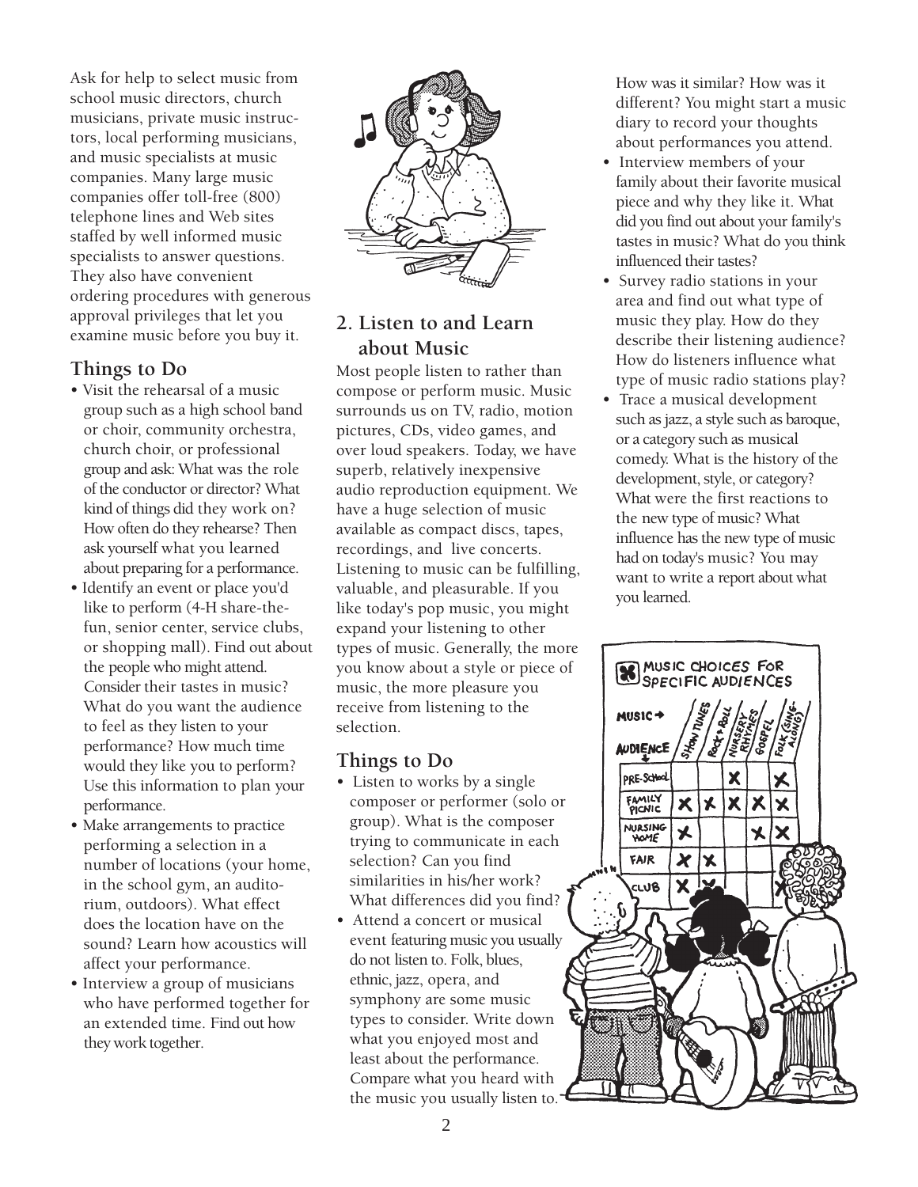Ask for help to select music from school music directors, church musicians, private music instructors, local performing musicians, and music specialists at music companies. Many large music companies offer toll-free (800) telephone lines and Web sites staffed by well informed music specialists to answer questions. They also have convenient ordering procedures with generous approval privileges that let you examine music before you buy it.

### Things to Do

- Visit the rehearsal of a music group such as a high school band or choir, community orchestra, church choir, or professional group and ask: What was the role of the conductor or director? What kind of things did they work on? How often do they rehearse? Then ask yourself what you learned about preparing for a performance.
- Identify an event or place you'd like to perform (4-H share-the-fun, senior center, service clubs, or shopping mall). Find out about the people who might attend. Consider their tastes in music? What do you want the audience to feel as they listen to your performance? How much time would they like you to perform? Use this information to plan your performance.
- Make arrangements to practice performing a selection in a number of locations (your home, in the school gym, an auditorium, outdoors). What effect does the location have on the sound? Learn how acoustics will affect your performance.
- Interview a group of musicians who have performed together for an extended time. Find out how they work together.

## 2. Listen to and Learn about Music

Most people listen to rather than compose or perform music. Music surrounds us on TV, radio, motion pictures, CDs, video games, and over loud speakers. Today, we have superb, relatively inexpensive audio reproduction equipment. We have a huge selection of music available as compact discs, tapes, recordings, and live concerts. Listening to music can be fulfilling, valuable, and pleasurable. If you like today's pop music, you might expand your listening to other types of music. Generally, the more you know about a style or piece of music, the more pleasure you receive from listening to the selection.

### Things to Do

- Listen to works by a single composer or performer (solo or group). What is the composer trying to communicate in each selection? Can you find similarities in his/her work? What differences did you find?
- Attend a concert or musical event featuring music you usually do not listen to. Folk, blues, ethnic, jazz, opera, and symphony are some music types to consider. Write down what you enjoyed most and least about the performance. Compare what you heard with the music you usually listen to. How was it similar? How was it different? You might start a music diary to record your thoughts about performances you attend.
- Interview members of your family about their favorite musical piece and why they like it. What did you find out about your family's tastes in music? What do you think influenced their tastes?
- Survey radio stations in your area and find out what type of music they play. How do they describe their listening audience? How do listeners influence what type of music radio stations play?
- Trace a musical development such as jazz, a style such as baroque, or a category such as musical comedy. What is the history of the development, style, or category? What were the first reactions to the new type of music? What influence has the new type of music had on today's music? You may want to write a report about what you learned.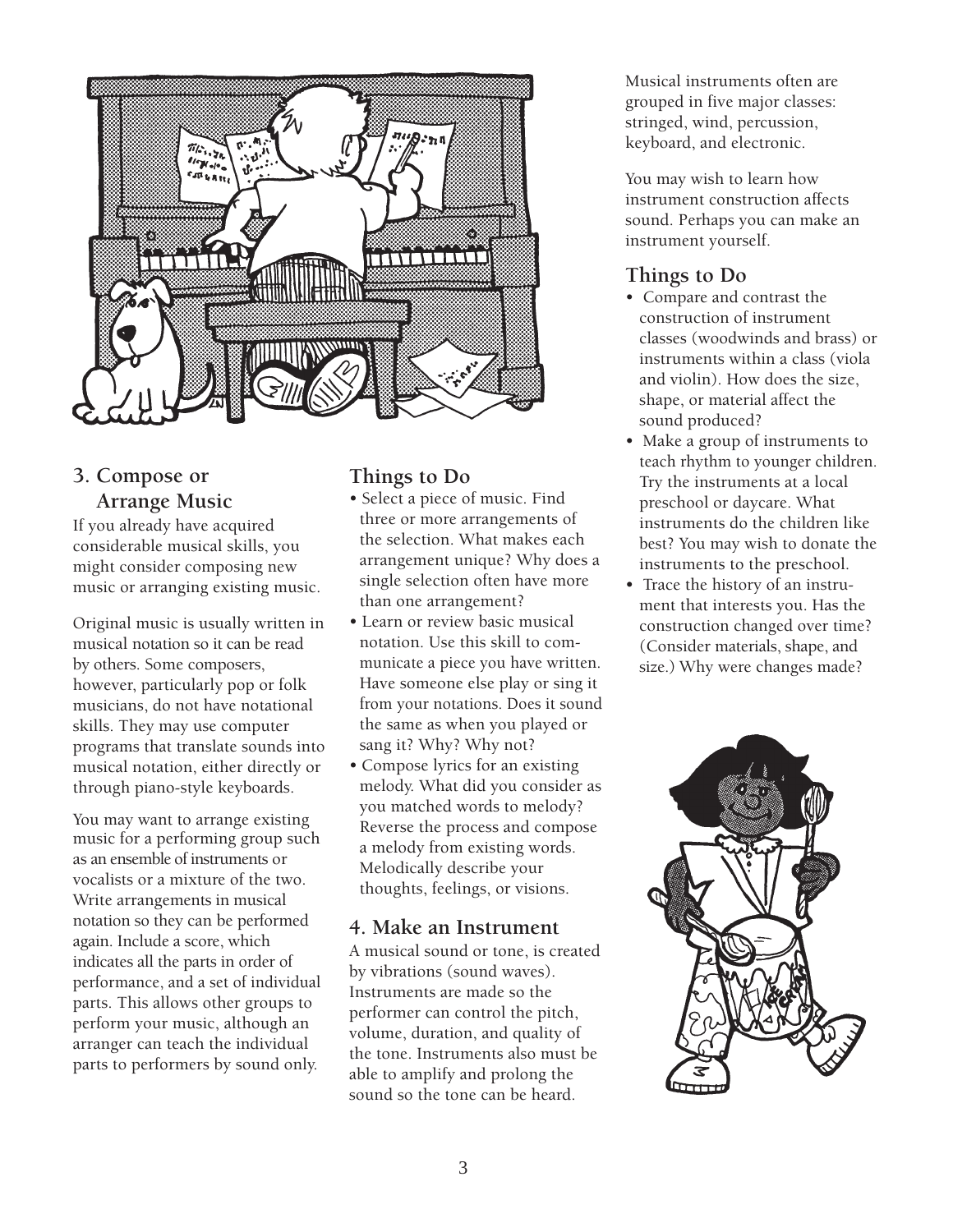## 3. Compose or Arrange Music

If you already have acquired considerable musical skills, you might consider composing new music or arranging existing music.

Original music is usually written in musical notation so it can be read by others. Some composers, however, particularly pop or folk musicians, do not have notational skills. They may use computer programs that translate sounds into musical notation, either directly or through piano-style keyboards.

You may want to arrange existing music for a performing group such as an ensemble of instruments or vocalists or a mixture of the two. Write arrangements in musical notation so they can be performed again. Include a score, which indicates all the parts in order of performance, and a set of individual parts. This allows other groups to perform your music, although an arranger can teach the individual parts to performers by sound only.

### Things to Do

- Select a piece of music. Find three or more arrangements of the selection. What makes each arrangement unique? Why does a single selection often have more than one arrangement?
- Learn or review basic musical notation. Use this skill to communicate a piece you have written. Have someone else play or sing it from your notations. Does it sound the same as when you played or sang it? Why? Why not?
- Compose lyrics for an existing melody. What did you consider as you matched words to melody? Reverse the process and compose a melody from existing words. Melodically describe your thoughts, feelings, or visions.

## 4. Make an Instrument

A musical sound or tone, is created by vibrations (sound waves). Instruments are made so the performer can control the pitch, volume, duration, and quality of the tone. Instruments also must be able to amplify and prolong the sound so the tone can be heard.

Musical instruments often are grouped in five major classes: stringed, wind, percussion, keyboard, and electronic.

You may wish to learn how instrument construction affects sound. Perhaps you can make an instrument yourself.

### Things to Do

- Compare and contrast the construction of instrument classes (woodwinds and brass) or instruments within a class (viola and violin). How does the size, shape, or material affect the sound produced?
- Make a group of instruments to teach rhythm to younger children. Try the instruments at a local preschool or daycare. What instruments do the children like best? You may wish to donate the instruments to the preschool.
- Trace the history of an instrument that interests you. Has the construction changed over time? (Consider materials, shape, and size.) Why were changes made?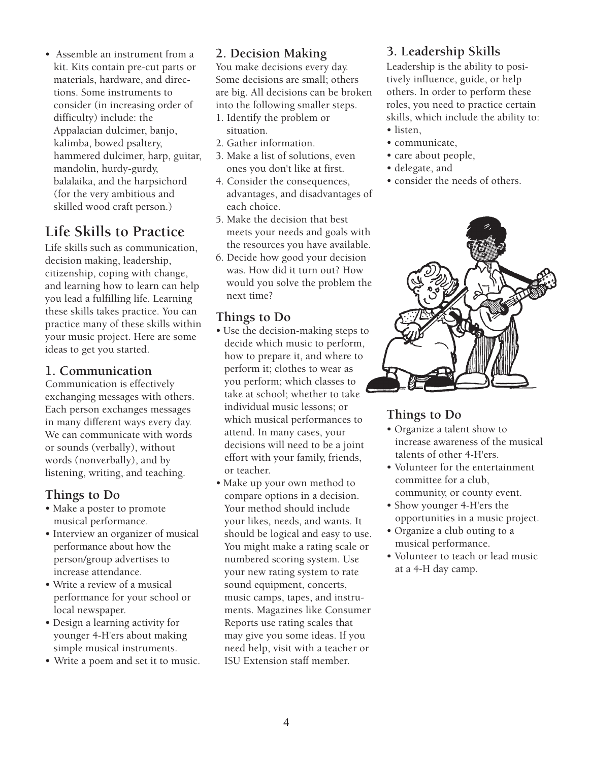- Assemble an instrument from a kit. Kits contain pre-cut parts or materials, hardware, and directions. Some instruments to consider (in increasing order of difficulty) include: the Appalachian dulcimer, banjo, kalimba, bowed psaltery, hammered dulcimer, harp, guitar, mandolin, hurdy-gurdy, balalaika, and the harpsichord (for the very ambitious and skilled wood craft person.)

## Life Skills to Practice

Life skills such as communication, decision making, leadership, citizenship, coping with change, and learning how to learn can help you lead a fulfilling life. Learning these skills takes practice. You can practice many of these skills within your music project. Here are some ideas to get you started.

### 1. Communication

Communication is effectively exchanging messages with others. Each person exchanges messages in many different ways every day. We can communicate with words or sounds (verbally), without words (nonverbally), and by listening, writing, and teaching.

### Things to Do

- Make a poster to promote musical performance.
- Interview an organizer of musical performance about how the person/group advertises to increase attendance.
- Write a review of a musical performance for your school or local newspaper.
- Design a learning activity for younger 4-H'ers about making simple musical instruments.
- Write a poem and set it to music.

### 2. Decision Making

You make decisions every day. Some decisions are small; others are big. All decisions can be broken into the following smaller steps.

1. Identify the problem or situation.
2. Gather information.
3. Make a list of solutions, even ones you don't like at first.
4. Consider the consequences, advantages, and disadvantages of each choice.
5. Make the decision that best meets your needs and goals with the resources you have available.
6. Decide how good your decision was. How did it turn out? How would you solve the problem the next time?

### Things to Do

- Use the decision-making steps to decide which music to perform, how to prepare it, and where to perform it; clothes to wear as you perform; which classes to take at school; whether to take individual music lessons; or which musical performances to attend. In many cases, your decisions will need to be a joint effort with your family, friends, or teacher.
- Make up your own method to compare options in a decision. Your method should include your likes, needs, and wants. It should be logical and easy to use. You might make a rating scale or numbered scoring system. Use your new rating system to rate sound equipment, concerts, music camps, tapes, and instruments. Magazines like Consumer Reports use rating scales that may give you some ideas. If you need help, visit with a teacher or ISU Extension staff member.

### 3. Leadership Skills

Leadership is the ability to positively influence, guide, or help others. In order to perform these roles, you need to practice certain skills, which include the ability to:

- listen,
- communicate,
- care about people,
- delegate, and
- consider the needs of others.

### Things to Do

- Organize a talent show to increase awareness of the musical talents of other 4-H'ers.
- Volunteer for the entertainment committee for a club, community, or county event.
- Show younger 4-H'ers the opportunities in a music project.
- Organize a club outing to a musical performance.
- Volunteer to teach or lead music at a 4-H day camp.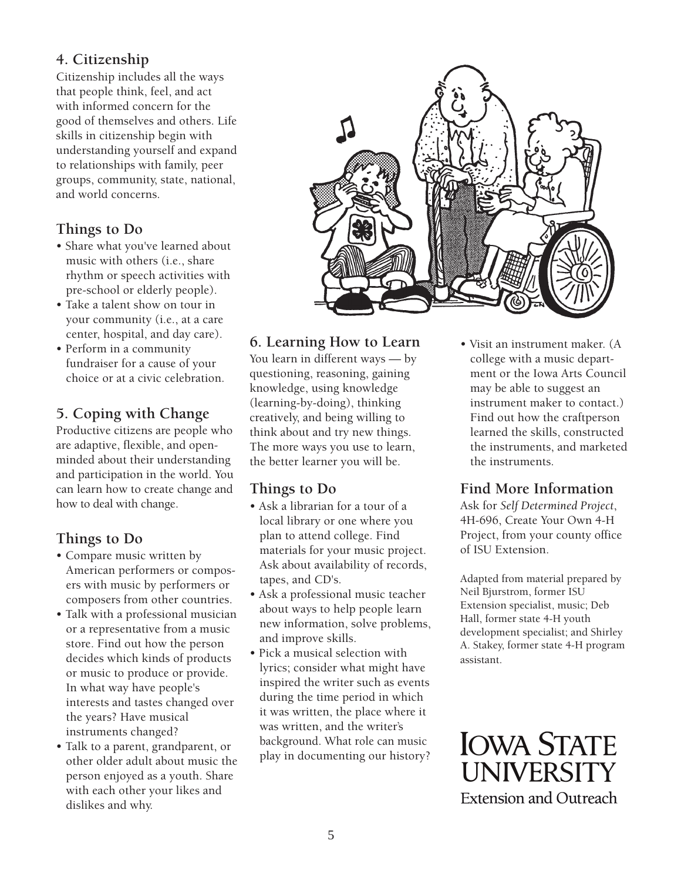## 4. Citizenship

Citizenship includes all the ways that people think, feel, and act with informed concern for the good of themselves and others. Life skills in citizenship begin with understanding yourself and expand to relationships with family, peer groups, community, state, national, and world concerns.

### Things to Do

- Share what you've learned about music with others (i.e., share rhythm or speech activities with pre-school or elderly people).
- Take a talent show on tour in your community (i.e., at a care center, hospital, and day care).
- Perform in a community fundraiser for a cause of your choice or at a civic celebration.

## 5. Coping with Change

Productive citizens are people who are adaptive, flexible, and open-minded about their understanding and participation in the world. You can learn how to create change and how to deal with change.

### Things to Do

- Compare music written by American performers or composers with music by performers or composers from other countries.
- Talk with a professional musician or a representative from a music store. Find out how the person decides which kinds of products or music to produce or provide. In what way have people's interests and tastes changed over the years? Have musical instruments changed?
- Talk to a parent, grandparent, or other older adult about music the person enjoyed as a youth. Share with each other your likes and dislikes and why.

## 6. Learning How to Learn

You learn in different ways — by questioning, reasoning, gaining knowledge, using knowledge (learning-by-doing), thinking creatively, and being willing to think about and try new things. The more ways you use to learn, the better learner you will be.

### Things to Do

- Ask a librarian for a tour of a local library or one where you plan to attend college. Find materials for your music project. Ask about availability of records, tapes, and CD's.
- Ask a professional music teacher about ways to help people learn new information, solve problems, and improve skills.
- Pick a musical selection with lyrics; consider what might have inspired the writer such as events during the time period in which it was written, the place where it was written, and the writer's background. What role can music play in documenting our history?
- Visit an instrument maker. (A college with a music department or the Iowa Arts Council may be able to suggest an instrument maker to contact.) Find out how the craftperson learned the skills, constructed the instruments, and marketed the instruments.

### Find More Information

Ask for *Self Determined Project*, 4H-696, Create Your Own 4-H Project, from your county office of ISU Extension.

Adapted from material prepared by Neil Bjurstrom, former ISU Extension specialist, music; Deb Hall, former state 4-H youth development specialist; and Shirley A. Stakey, former state 4-H program assistant.

IOWA STATE UNIVERSITY
Extension and Outreach